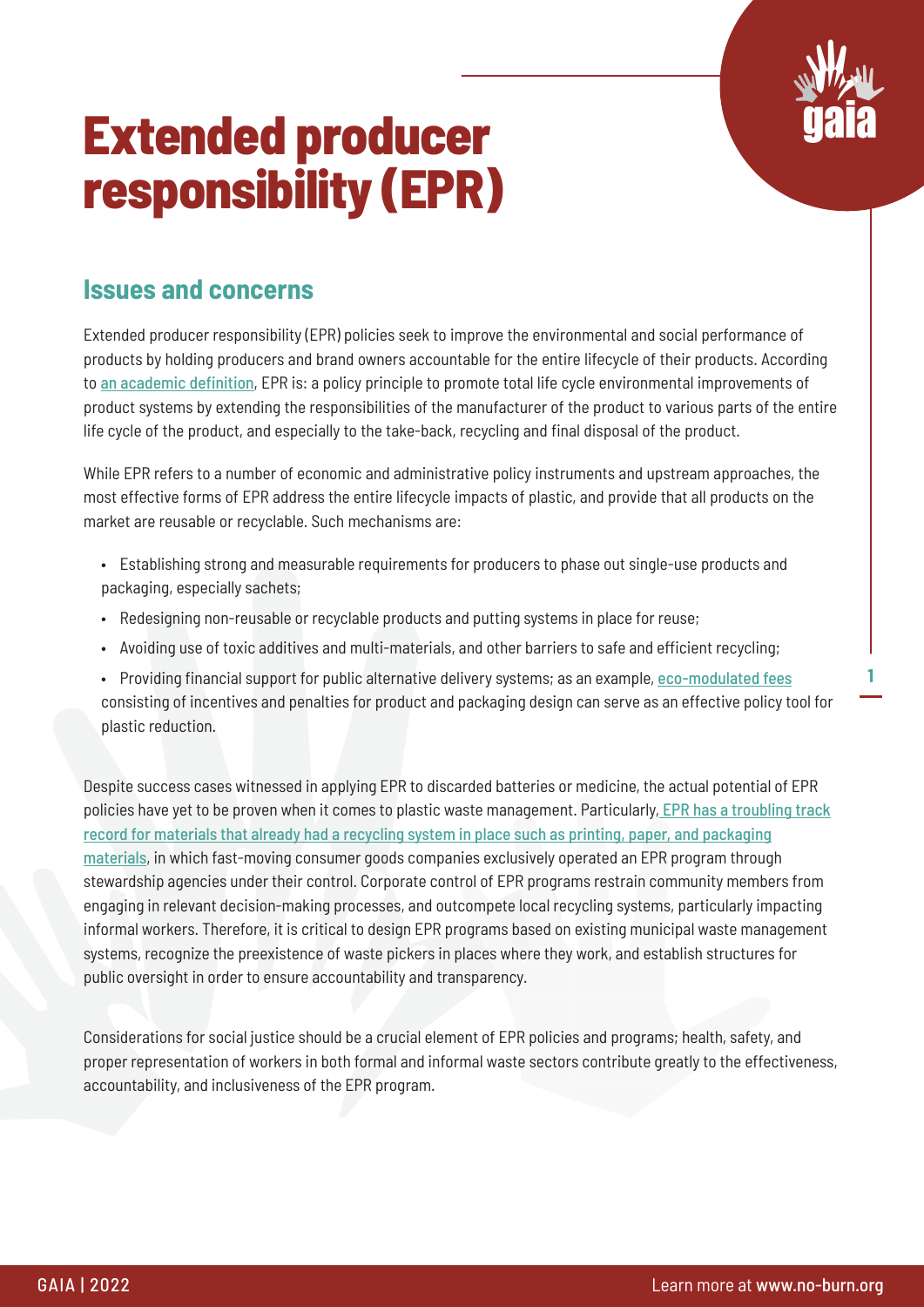# Extended producer responsibility (EPR)

## Issues and concerns

Extended producer responsibility (EPR) policies seek to improve the environmental and social performance of products by holding producers and brand owners accountable for the entire lifecycle of their products. According to an academic definition, EPR is: a policy principle to promote total life cycle environmental improvements of product systems by extending the responsibilities of the manufacturer of the product to various parts of the entire life cycle of the product, and especially to the take-back, recycling and final disposal of the product.

While EPR refers to a number of economic and administrative policy instruments and upstream approaches, the most effective forms of EPR address the entire lifecycle impacts of plastic, and provide that all products on the market are reusable or recyclable. Such mechanisms are:

- Establishing strong and measurable requirements for producers to phase out single-use products and packaging, especially sachets;
- Redesigning non-reusable or recyclable products and putting systems in place for reuse;
- Avoiding use of toxic additives and multi-materials, and other barriers to safe and efficient recycling;
- Providing financial support for public alternative delivery systems; as an example, eco-modulated fees consisting of incentives and penalties for product and packaging design can serve as an effective policy tool for plastic reduction.

Despite success cases witnessed in applying EPR to discarded batteries or medicine, the actual potential of EPR policies have yet to be proven when it comes to plastic waste management. Particularly, EPR has a troubling track record for materials that already had a recycling system in place such as printing, paper, and packaging materials, in which fast-moving consumer goods companies exclusively operated an EPR program through stewardship agencies under their control. Corporate control of EPR programs restrain community members from engaging in relevant decision-making processes, and outcompete local recycling systems, particularly impacting informal workers. Therefore, it is critical to design EPR programs based on existing municipal waste management systems, recognize the preexistence of waste pickers in places where they work, and establish structures for public oversight in order to ensure accountability and transparency.

Considerations for social justice should be a crucial element of EPR policies and programs; health, safety, and proper representation of workers in both formal and informal waste sectors contribute greatly to the effectiveness, accountability, and inclusiveness of the EPR program.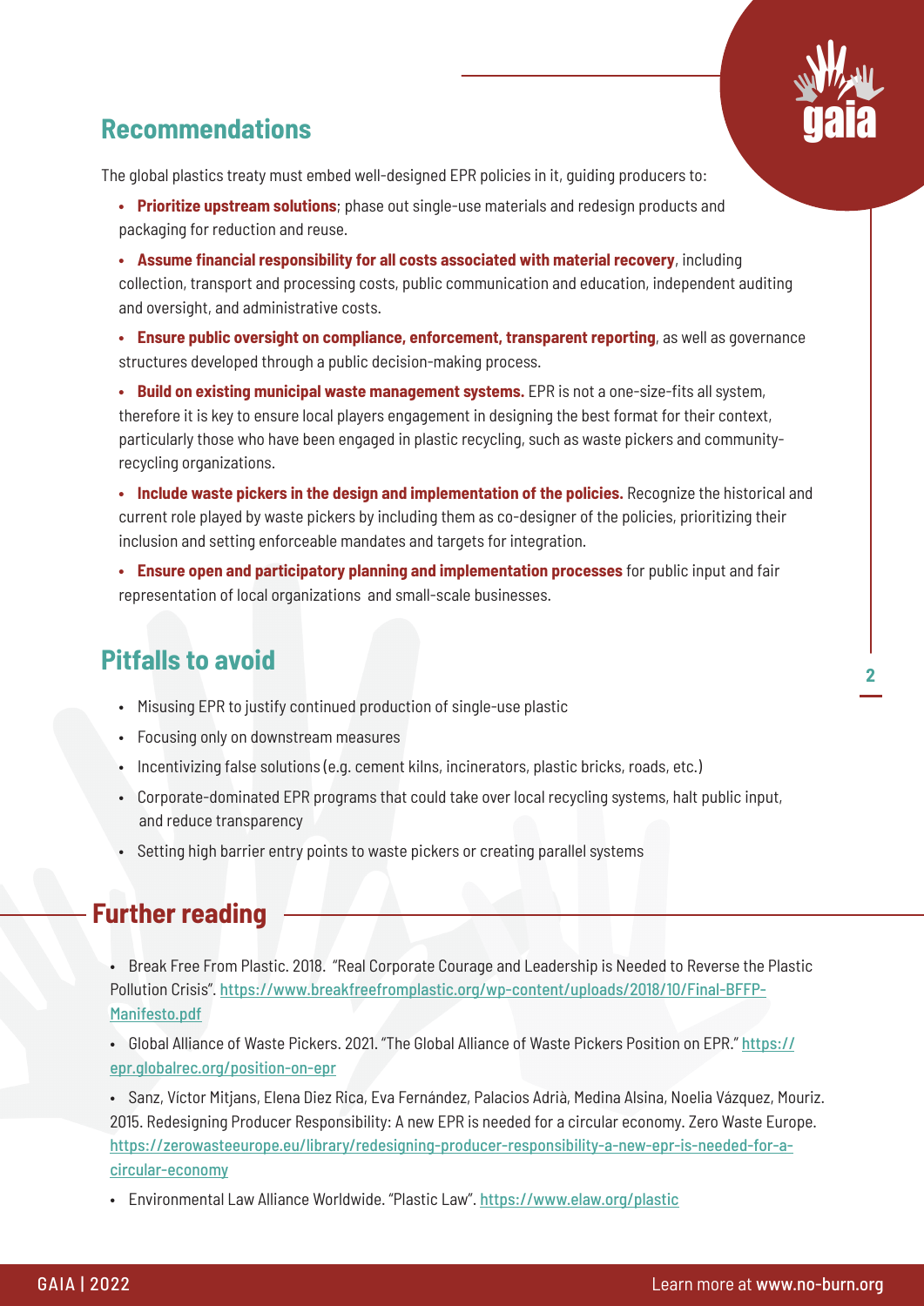## Recommendations

The global plastics treaty must embed well-designed EPR policies in it, guiding producers to:

- **Prioritize upstream solutions**; phase out single-use materials and redesign products and packaging for reduction and reuse.
- **Assume financial responsibility for all costs associated with material recovery**, including collection, transport and processing costs, public communication and education, independent auditing and oversight, and administrative costs.
- **Ensure public oversight on compliance, enforcement, transparent reporting**, as well as governance structures developed through a public decision-making process.
- **Build on existing municipal waste management systems.** EPR is not a one-size-fits all system, therefore it is key to ensure local players engagement in designing the best format for their context, particularly those who have been engaged in plastic recycling, such as waste pickers and community-recycling organizations.
- **Include waste pickers in the design and implementation of the policies.** Recognize the historical and current role played by waste pickers by including them as co-designer of the policies, prioritizing their inclusion and setting enforceable mandates and targets for integration.
- **Ensure open and participatory planning and implementation processes** for public input and fair representation of local organizations and small-scale businesses.

## Pitfalls to avoid

- Misusing EPR to justify continued production of single-use plastic
- Focusing only on downstream measures
- Incentivizing false solutions (e.g. cement kilns, incinerators, plastic bricks, roads, etc.)
- Corporate-dominated EPR programs that could take over local recycling systems, halt public input, and reduce transparency
- Setting high barrier entry points to waste pickers or creating parallel systems

## Further reading

- Break Free From Plastic. 2018. "Real Corporate Courage and Leadership is Needed to Reverse the Plastic Pollution Crisis". https://www.breakfreefromplastic.org/wp-content/uploads/2018/10/Final-BFFP-Manifesto.pdf
- Global Alliance of Waste Pickers. 2021. "The Global Alliance of Waste Pickers Position on EPR." https://epr.globalrec.org/position-on-epr
- Sanz, Víctor Mitjans, Elena Diez Rica, Eva Fernández, Palacios Adrià, Medina Alsina, Noelia Vázquez, Mouriz. 2015. Redesigning Producer Responsibility: A new EPR is needed for a circular economy. Zero Waste Europe. https://zerowasteeurope.eu/library/redesigning-producer-responsibility-a-new-epr-is-needed-for-a-circular-economy
- Environmental Law Alliance Worldwide. "Plastic Law". https://www.elaw.org/plastic

GAIA | 2022

Learn more at **www.no-burn.org**